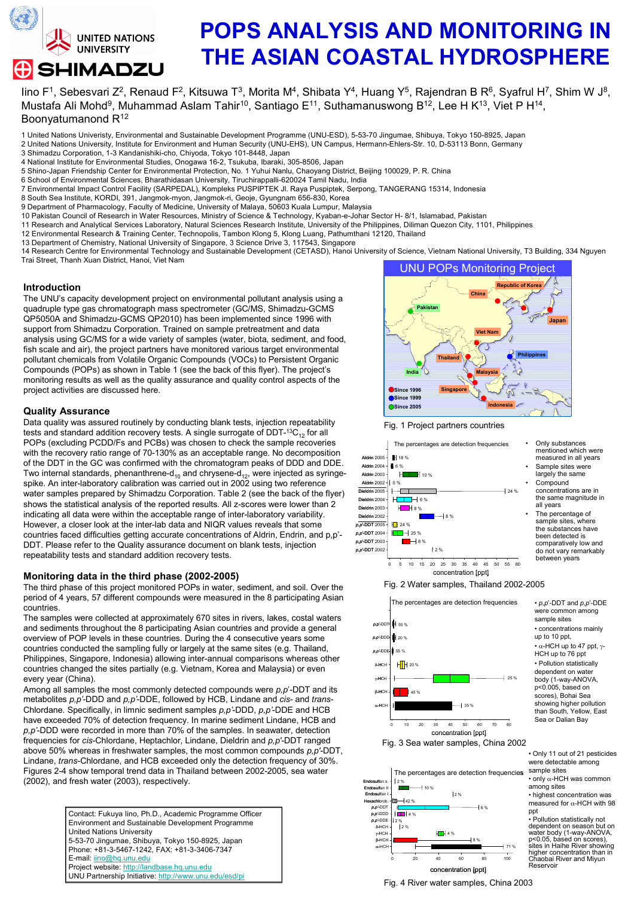# POPS ANALYSIS AND MONITORING IN THE ASIAN COASTAL HYDROSPHERE

Iino F[1], Sebesvari Z[2], Renaud F[2], Kitsuwa T[3], Morita M[4], Shibata Y[4], Huang Y[5], Rajendran B R[6], Syafrul H[7], Shim W J[8], Mustafa Ali Mohd[9], Muhammad Aslam Tahir[10], Santiago E[11], Suthamanuswong B[12], Lee H K[13], Viet P H[14], Boonyatumanond R[12]

1 United Nations Univeristy, Environmental and Sustainable Development Programme (UNU-ESD), 5-53-70 Jingumae, Shibuya, Tokyo 150-8925, Japan
2 United Nations University, Institute for Environment and Human Security (UNU-EHS), UN Campus, Hermann-Ehlers-Str. 10, D-53113 Bonn, Germany
3 Shimadzu Corporation, 1-3 Kandanishiki-cho, Chiyoda, Tokyo 101-8448, Japan
4 National Institute for Environmental Studies, Onogawa 16-2, Tsukuba, Ibaraki, 305-8506, Japan
5 Shino-Japan Friendship Center for Environmental Protection, No. 1 Yuhui Nanlu, Chaoyang District, Beijing 100029, P. R. China
6 School of Environmental Sciences, Bharathidasan University, Tiruchirappalli-620024 Tamil Nadu, India
7 Environmental Impact Control Facility (SARPEDAL), Kompleks PUSPIPTEK Jl. Raya Puspiptek, Serpong, TANGERANG 15314, Indonesia
8 South Sea Institute, KORDI, 391, Jangmok-myon, Jangmok-ri, Geoje, Gyungnam 656-830, Korea
9 Department of Pharmacology, Faculty of Medicine, University of Malaya, 50603 Kuala Lumpur, Malaysia
10 Pakistan Council of Research in Water Resources, Ministry of Science & Technology, Kyaban-e-Johar Sector H- 8/1, Islamabad, Pakistan
11 Research and Analytical Services Laboratory, Natural Sciences Research Institute, University of the Philippines, Diliman Quezon City, 1101, Philippines
12 Environmental Research & Training Center, Technopolis, Tambon Klong 5, Klong Luang, Pathumthani 12120, Thailand
13 Department of Chemistry, National University of Singapore, 3 Science Drive 3, 117543, Singapore
14 Research Centre for Environmental Technology and Sustainable Development (CETASD), Hanoi University of Science, Vietnam National University, T3 Building, 334 Nguyen Trai Street, Thanh Xuan District, Hanoi, Viet Nam

## Introduction

The UNU's capacity development project on environmental pollutant analysis using a quadruple type gas chromatograph mass spectrometer (GC/MS, Shimadzu-GCMS QP5050A and Shimadzu-GCMS QP2010) has been implemented since 1996 with support from Shimadzu Corporation. Trained on sample pretreatment and data analysis using GC/MS for a wide variety of samples (water, biota, sediment, and food, fish scale and air), the project partners have monitored various target environmental pollutant chemicals from Volatile Organic Compounds (VOCs) to Persistent Organic Compounds (POPs) as shown in Table 1 (see the back of this flyer). The project's monitoring results as well as the quality assurance and quality control aspects of the project activities are discussed here.

## Quality Assurance

Data quality was assured routinely by conducting blank tests, injection repeatability tests and standard addition recovery tests. A single surrogate of DDT-$^{13}C_{12}$ for all POPs (excluding PCDD/Fs and PCBs) was chosen to check the sample recoveries with the recovery ratio range of 70-130% as an acceptable range. No decomposition of the DDT in the GC was confirmed with the chromatogram peaks of DDD and DDE. Two internal standards, phenanthrene-$d_{10}$ and chrysene-$d_{12}$, were injected as syringe-spike. An inter-laboratory calibration was carried out in 2002 using two reference water samples prepared by Shimadzu Corporation. Table 2 (see the back of the flyer) shows the statistical analysis of the reported results. All z-scores were lower than 2 indicating all data were within the acceptable range of inter-laboratory variability. However, a closer look at the inter-lab data and NIQR values reveals that some countries faced difficulties getting accurate concentrations of Aldrin, Endrin, and p,p'-DDT. Please refer to the Quality assurance document on blank tests, injection repeatability tests and standard addition recovery tests.

## Monitoring data in the third phase (2002-2005)

The third phase of this project monitored POPs in water, sediment, and soil. Over the period of 4 years, 57 different compounds were measured in the 8 participating Asian countries.

The samples were collected at approximately 670 sites in rivers, lakes, costal waters and sediments throughout the 8 participating Asian countries and provide a general overview of POP levels in these countries. During the 4 consecutive years some countries conducted the sampling fully or largely at the same sites (e.g. Thailand, Philippines, Singapore, Indonesia) allowing inter-annual comparisons whereas other countries changed the sites partially (e.g. Vietnam, Korea and Malaysia) or even every year (China).

Among all samples the most commonly detected compounds were *p,p'*-DDT and its metabolites *p,p'*-DDD and *p,p'*-DDE, followed by HCB, Lindane and *cis*- and *trans*-Chlordane. Specifically, in limnic sediment samples *p,p'*-DDD, *p,p'*-DDE and HCB have exceeded 70% of detection frequency. In marine sediment Lindane, HCB and *p,p'*-DDD were recorded in more than 70% of the samples. In seawater, detection frequencies for *cis*-Chlordane, Heptachlor, Lindane, Dieldrin and *p,p'*-DDT ranged above 50% whereas in freshwater samples, the most common compounds *p,p'*-DDT, Lindane, *trans*-Chlordane, and HCB exceeded only the detection frequency of 30%. Figures 2-4 show temporal trend data in Thailand between 2002-2005, sea water (2002), and fresh water (2003), respectively.

Contact: Fukuya Iino, Ph.D., Academic Programme Officer
Environment and Sustainable Development Programme
United Nations University
5-53-70 Jingumae, Shibuya, Tokyo 150-8925, Japan
Phone: +81-3-5467-1242, FAX: +81-3-3406-7347
E-mail: iino@hq.unu.edu
Project website: http://landbase.hq.unu.edu
UNU Partnership Initiative: http://www.unu.edu/esd/pi

**UNU POPs Monitoring Project**

Fig. 1 Project partners countries

Fig. 2 Water samples, Thailand 2002-2005

- Only substances mentioned which were measured in all years
- Sample sites were largely the same
- Compound concentrations are in the same magnitude in all years
- The percentage of sample sites, where the substances have been detected is comparatively low and do not vary remarkably between years

Fig. 3 Sea water samples, China 2002

- *p,p'*-DDT and *p,p'*-DDE were common among sample sites
- concentrations mainly up to 10 ppt,
- $\alpha$-HCH up to 47 ppt, $\gamma$-HCH up to 76 ppt
- Pollution statistically dependent on water body (1-way-ANOVA, p<0.005, based on scores), Bohai Sea showing higher pollution than South, Yellow, East Sea or Dalian Bay

- Only 11 out of 21 pesticides were detectable among sample sites
- only $\alpha$-HCH was common among sites
- highest concentration was measured for $\alpha$-HCH with 98 ppt
- Pollution statistically not dependent on season but on water body (1-way-ANOVA, p<0.05, based on scores), sites in Haihe River showing higher concentration than in Chaobai River and Miyun Reservoir

Fig. 4 River water samples, China 2003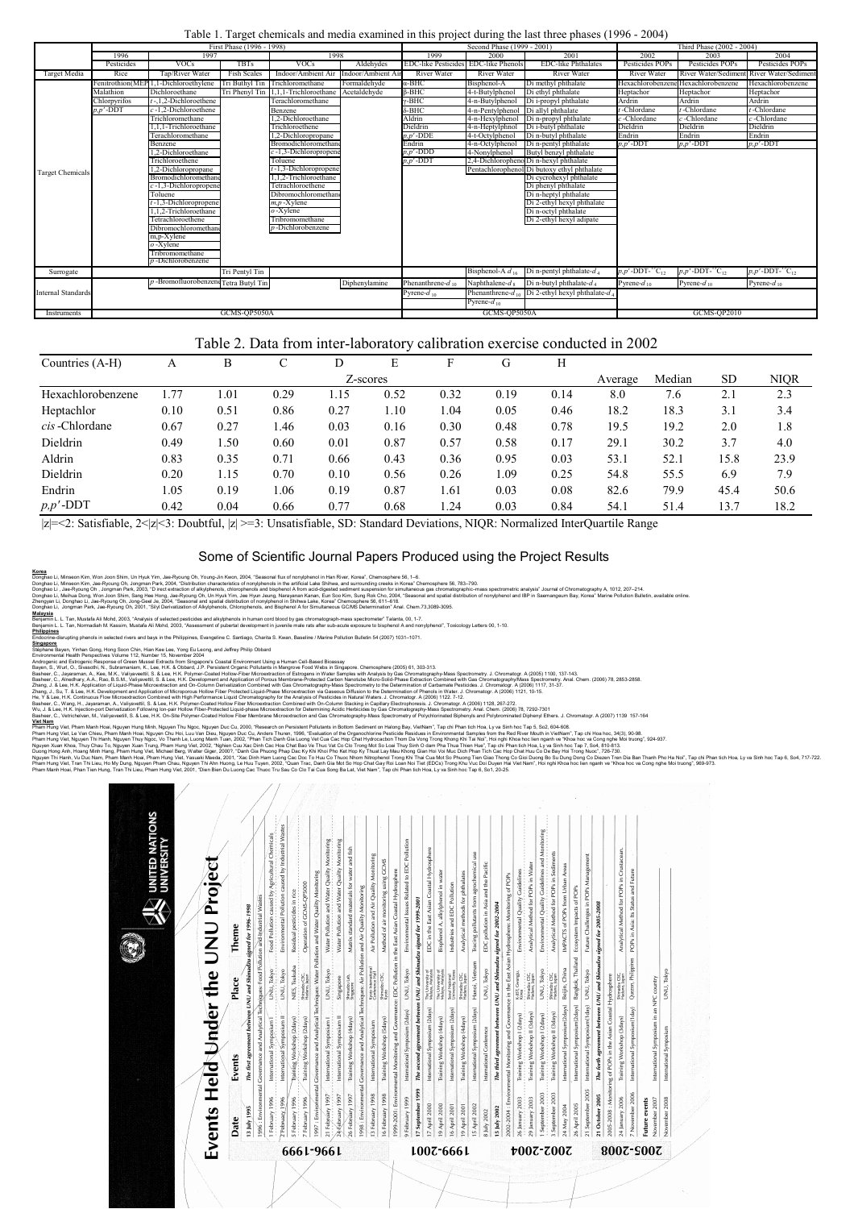Table 1. Target chemicals and media examined in this project during the last three phases (1996 - 2004)

| | First Phase (1996 - 1998) | | | | | Second Phase (1999 - 2001) | | | Third Phase (2002 - 2004) | | |
|---|---|---|---|---|---|---|---|---|---|---|---|
| | 1996 | 1997 | | 1998 | | 1999 | 2000 | 2001 | 2002 | 2003 | 2004 |
| | Pesticides | VOCs | TBTs | VOCs | Aldehydes | EDC-like Pesticides | EDC-like Phenols | EDC-like Phthalates | Pesticides POPs | Pesticides POPs | Pesticides POPs |
| Target Media | Rice | Tap/River Water | Fish Scales | Indoor/Ambient Air | Indoor/Ambient Air | River Water | River Water | River Water | River Water | River Water/Sediment | River Water/Sediment |
| Target Chemicals | Fenitrothion(MEP) | 1,1-Dichloroethylene | Tri Buthyl Tin | Trichloromethane | Formaldehyde | α-BHC | Bisphenol-A | Di methyl phthalate | Hexachlorobenzene | Hexachlorobenzene | Hexachlorobenzene |
| | Malathion | Dichloroethane | Tri Phenyl Tin | 1,1,1-Trichloroethane | Acetaldehyde | β-BHC | 4-t-Butylphenol | Di ethyl phthalate | Heptachlor | Heptachlor | Heptachlor |
| | Chlorpyrifos | *t*-1,2-Dichloroethene | | Terachloromethane | | γ-BHC | 4-n-Butylphenol | Di *i*-propyl phthalate | Ardrin | Ardrin | Ardrin |
| | *p,p'*-DDT | *c*-1,2-Dichloroethene | | Benzene | | δ-BHC | 4-n-Pentylphenol | Di allyl phthalate | *t*-Chlordane | *t*-Chlordane | *t*-Chlordane |
| | | Trichloromethane | | 1,2-Dichloroethane | | Aldrin | 4-n-Hexylphenol | Di n-propyl phthalate | *c*-Chlordane | *c*-Chlordane | *c*-Chlordane |
| | | 1,1,1-Trichloroethane | | Trichloroethene | | Dieldrin | 4-n-Heptylphenol | Di *i*-butyl phthalate | Dieldrin | Dieldrin | Dieldrin |
| | | Terachloromethane | | 1,2-Dichloropropane | | *p,p'*-DDE | 4-t-Octylphenol | Di n-butyl phthalate | Endrin | Endrin | Endrin |
| | | Benzene | | Bromodichloromethane | | Endrin | 4-n-Octylphenol | Di n-pentyl phthalate | *p,p'*-DDT | *p,p'*-DDT | *p,p'*-DDT |
| | | 1,2-Dichloroethane | | *c*-1,3-Dichloropropene | | *p,p'*-DDD | 4-Nonylphenol | Butyl benzyl phthalate | | | |
| | | Trichloroethene | | Toluene | | *p,p'*-DDT | 2,4-Dichlorophenol | Di n-hexyl phthalate | | | |
| | | 1,2-Dichloropropane | | *t*-1,3-Dichloropropene | | | Pentachlorophenol | Di butoxy ethyl phthalate | | | |
| | | Bromodichloromethane | | 1,1,2-Trichloroethane | | | | Di cycrohexyl phthalate | | | |
| | | *c*-1,3-Dichloropropene | | Tetrachloroethene | | | | Di phenyl phthalate | | | |
| | | Toluene | | Dibromochloromethane | | | | Di n-heptyl phthalate | | | |
| | | *t*-1,3-Dichloropropene | | *m,p*-Xylene | | | | Di 2-ethyl hexyl phthalate | | | |
| | | 1,1,2-Trichloroethane | | *o*-Xylene | | | | Di n-octyl phthalate | | | |
| | | Tetrachloroethene | | Tribromomethane | | | | Di 2-ethyl hexyl adipate | | | |
| | | Dibromochloromethane | | *p*-Dichlorobenzene | | | | | | | |
| | | m,p-Xylene | | | | | | | | | |
| | | *o*-Xylene | | | | | | | | | |
| | | Tribromomethane | | | | | | | | | |
| | | *p*-Dichlorobenzene | | | | | | | | | |
| Surrogate | | | Tri Pentyl Tin | | | | Bisphenol-A $d_{16}$ | Di n-pentyl phthalate-$d_4$ | *p,p'*-DDT-$^{13}C_{12}$ | *p,p'*-DDT-$^{13}C_{12}$ | *p,p'*-DDT-$^{13}C_{12}$ |
| Internal Standards | | *p*-Bromofluorobenzene | Tetra Butyl Tin | | Diphenylamine | Phenanthrene-$d_{10}$ | Naphthalene-$d_8$ | Di n-butyl phthalate-$d_4$ | Pyrene-$d_{10}$ | Pyrene-$d_{10}$ | Pyrene-$d_{10}$ |
| | | | | | | Pyrene-$d_{10}$ | Phenanthrene-$d_{10}$ | Di 2-ethyl hexyl phthalate-$d_4$ | | | |
| | | | | | | | Pyrene-$d_{10}$ | | | | |
| Instruments | GCMS-QP5050A | | | | | GCMS-QP5050A | | | GCMS-QP2010 | | |

Table 2. Data from inter-laboratory calibration exercise conducted in 2002

| Countries (A-H) | A | B | C | D | E | F | G | H | | | | |
|---|---|---|---|---|---|---|---|---|---|---|---|---|
| | Z-scores | | | | | | | | Average | Median | SD | NIQR |
| Hexachlorobenzene | 1.77 | 1.01 | 0.29 | 1.15 | 0.52 | 0.32 | 0.19 | 0.14 | 8.0 | 7.6 | 2.1 | 2.3 |
| Heptachlor | 0.10 | 0.51 | 0.86 | 0.27 | 1.10 | 1.04 | 0.05 | 0.46 | 18.2 | 18.3 | 3.1 | 3.4 |
| *cis*-Chlordane | 0.67 | 0.27 | 1.46 | 0.03 | 0.16 | 0.30 | 0.48 | 0.78 | 19.5 | 19.2 | 2.0 | 1.8 |
| Dieldrin | 0.49 | 1.50 | 0.60 | 0.01 | 0.87 | 0.57 | 0.58 | 0.17 | 29.1 | 30.2 | 3.7 | 4.0 |
| Aldrin | 0.83 | 0.35 | 0.71 | 0.66 | 0.43 | 0.36 | 0.95 | 0.03 | 53.1 | 52.1 | 15.8 | 23.9 |
| Dieldrin | 0.20 | 1.15 | 0.70 | 0.10 | 0.56 | 0.26 | 1.09 | 0.25 | 54.8 | 55.5 | 6.9 | 7.9 |
| Endrin | 1.05 | 0.19 | 1.06 | 0.19 | 0.87 | 1.61 | 0.03 | 0.08 | 82.6 | 79.9 | 45.4 | 50.6 |
| *p,p'*-DDT | 0.42 | 0.04 | 0.66 | 0.77 | 0.68 | 1.24 | 0.03 | 0.84 | 54.1 | 51.4 | 13.7 | 18.2 |

|z|=<2: Satisfiable, 2<|z|<3: Doubtful, |z| >=3: Unsatisfiable, SD: Standard Deviations, NIQR: Normalized InterQuartile Range

## Some of Scientific Journal Papers Produced using the Project Results

**Korea**

Donghao Li, Minseon Kim, Won Joon Shim, Un Hyuk Yim, Jae-Ryoung Oh, Young-Jin Kwon, 2004, "Seasonal flux of nonylphenol in Han River, Korea", Chemosphere 56, 1–6.
Donghao Li, Minseon Kim, Jae-Ryoung Oh, Jongman Park, 2004, "Distribution characteristics of nonylphenols in the artificial Lake Shihwa, and surrounding creeks in Korea" Chemosphere 56, 783–790.
Donghao Li , Jae-Ryoung Oh , Jongman Park, 2003, "Direct extraction of alkylphenols, chlorophenols and bisphenol A from acid-digested sediment suspension for simultaneous gas chromatographic–mass spectrometric analysis" Journal of Chromatography A, 1012, 207–214.
Donghao Li, Meihua Dong, Won Joon Shim, Sang Hee Hong, Jae-Ryoung Oh, Un Hyuk Yim, Jee Hyun Jeung, Narayanan Kanan, Eun Soo Kim, Sung Rok Cho, 2004, "Seasonal and spatial distribution of nonylphenol and IBP in Saemangeum Bay, Korea" Marine Pollution Bulletin, available online.
Zhengyan Li, Donghao Li, Jae-Ryoung Oh, Jong-Geel Je, 2004, "Seasonal and spatial distribution of nonylphenol in Shihwa Lake, Korea" Chemosphere 56, 611–618.
Donghao Li, Jongman Park, Jae-Ryoung Oh, 2001, "Silyl Derivatization of Alkylphenols, Chlorophenols, and Bisphenol A for Simultaneous GC/MS Determination" Anal. Chem.73,3089-3095.

**Malaysia**

Benjamin L. L. Tan, Mustafa Ali Mohd, 2003, "Analysis of selected pesticides and alkylphenols in human cord blood by gas chromatograph-mass spectrometer" Talanta, 00, 1-7.
Benjamin L. L. Tan, Normadiah M. Kassim, Mustafa Ali Mohd, 2003, "Assessment of pubertal development in juvenile male rats after sub-acute exposure to bisphenol A and nonylphenol", Toxicology Letters 00, 1-10.

**Philippines**

Endocrine-disrupting phenols in selected rivers and bays in the Philippines, Evangeline C. Santiago, Charita S. Kwan, Baseline / Marine Pollution Bulletin 54 (2007) 1031–1071.

**Singapore**

Stéphane Bayen, Yinhan Gong, Hong Soon Chin, Hian Kee Lee, Yong Eu Leong, and Jeffrey Philip Obbard
Environmental Health Perspectives Volume 112, Number 15, November 2004
Androgenic and Estrogenic Response of Green Mussel Extracts from Singapore's Coastal Environment Using a Human Cell-Based Bioassay
Bayen, S., Wurl, O., Sivasothi, N., Subramaniam, K., Lee, H.K. & Obbard, J.P. Persistent Organic Pollutants in Mangrove Food Webs in Singapore. Chemosphere (2005) 61, 303-313.
Basheer, C., Jayaraman, A., Kee, M.K., Valiyaveettil, S. & Lee, H.K. Polymer-Coated Hollow-Fiber Microextraction of Estrogens in Water Samples with Analysis by Gas Chromatography-Mass Spectrometry. J. Chromatogr. A (2005) 1100, 137-143.
Basheer, C., Alnedhary, A.A., Rao, B.S.M., Valiyaveettil, S. & Lee, H.K. Development and Application of Porous Membrane-Protected Carbon Nanotube Micro-Solid-Phase Extraction Combined with Gas Chromatography/Mass Spectrometry. Anal. Chem. (2006) 78, 2853-2858.
Zhang, J. & Lee, H.K. Application of Liquid-Phase Microextraction and On-Column Derivatization Combined with Gas Chromatography-Mass Spectrometry to the Determination of Carbamate Pesticides. J. Chromatogr. A (2006) 1117, 31-37.
Zhang, J., Su, T. & Lee, H.K. Development and Application of Microporous Hollow Fiber Protected Liquid-Phase Microextraction via Gaseous Diffusion to the Determination of Phenols in Water. J. Chromatogr. A (2006) 1121, 10-15.
He, Y & Lee, H.K. Continuous Flow Microextraction Combined with High Performance Liquid Chromatography for the Analysis of Pesticides in Natural Waters. J. Chromatogr. A (2006) 1122, 7-12.
Basheer, C., Wang, H., Jayaraman, A., Valiyaveettil, S. & Lee, H.K. Polymer-Coated Hollow Fiber Microextraction Combined with On-Column Stacking in Capillary Electrophoresis. J. Chromatogr. A (2006) 1128, 267-272.
Wu, J. & Lee, H.K. Injection-port Derivatization Following Ion-pair Hollow Fiber-Protected Liquid-phase Microextraction for Determining Acidic Herbicides by Gas Chromatography-Mass Spectrometry. Anal. Chem. (2006) 78, 7292-7301
Basheer, C., Vetrichelvan, M., Valiyaveettil, S. & Lee, H.K. On-Site Polymer-Coated Hollow Fiber Membrane Microextraction and Gas Chromatography-Mass Spectrometry of Polychlorinated Biphenyls and Polybrominated Diphenyl Ethers. J. Chromatogr. A (2007) 1139 157-164

**Viet Nam**

Pham Hung Viet, Pham Manh Hoai, Nguyen Hung Minh, Nguyen Thu Ngoc, Nguyen Duc Cu, 2000, "Research on Persistent Pollutants in Bottom Sediment on Halong Bay, VietNam", Tap chi Phan tich Hoa, Ly va Sinh hoc Tap 5, So2, 604-608.
Pham Hung Viet, Le Van Chieu, Pham Manh Hoai, Nguyen Chu Hoi, Luu Van Dieu, Nguyen Duc Cu, Anders Thuren, 1996, "Evaluation of the Organochlorine Pesticide Residues in Environmental Samples from the Red River Mouth in VietNam", Tap chi Hoa hoc, 34(3), 90-98.
Pham Hung Viet, Nguyen Thi Hanh, Nguyen Thuy Ngoc, Vo Thanh Le, Luong Manh Tuan, 2002, "Phan Tich Danh Gia Luong Vet Cua Cac Hop Chat Hydrocacbon Thom Da Vong Trong Khong Khi Tai Noi", Hoi nghi Khoa hoc lien nganh ve "Khoa hoc va Cong nghe Moi truong", 924-937.
Nguyen Xuan Khoa, Thuy Chau To, Nguyen Xuan Trung, Pham Hung Viet, 2002, "Nghien Cuu Xac Dinh Cac Hoa Chat Bao Ve Thuc Vat Co Clo Trong Mot So Loai Thuy Sinh O dam Phe Thua Thien Hue", Tap chi Phan tich Hoa, Ly va Sinh hoc Tap 7, So4, 810-813.
Duong Hong Anh, Hoang Minh Hang, Pham Hung Viet, Michael Berg, Walter Giger, 2007, "Danh Gia Phuong Phap Dac Ky Khi Khoi Pho Ket Hop Ky Thuat Lay Mau Khong Gian Hoi Voi Muc Dich Phan Tich Cac Hop Chat Huu Co De Bay Hoi Trong Nuoc", 726-730.
Nguyen Thi Hanh, Vu Duc Nam, Pham Manh Hoai, Pham Hung Viet, Yasuaki Maeda, 2001, "Xac Dinh Ham Luong Cac Doc To Huu Co Thuoc Nhom Nitrophenol Trong Khi Thai Cua Mot So Phuong Tien Giao Thong Co Gioi Duong Bo Su Dung Dong Co Diezen Tren Dia Ban Thanh Pho Ha Noi", Tap chi Phan tich Hoa, Ly va Sinh hoc Tap 6, So4, 717-722.
Pham Hung Viet, Tran Thi Lieu, Ho My Dung, Nguyen Pham Chau, Nguyen Thi Anh Huong, Le Huu Tuyen, 2002, "Quan Trac, Danh Gia Mot So Hop Chat Gay Roi Loan Noi Tiet (EDCs) Trong Khu Vuc Doi Duyen Hai Viet Nam", Hoi nghi Khoa hoc lien nganh ve "Khoa hoc va Cong nghe Moi truong", 969-973.
Pham Manh Hoai, Phan Tien Hung, Tran Thi Lieu, Pham Hung Viet, 2001, "Dien Bien Du Luong Cac Thuoc Tru Sau Co Clo Tai Cua Song Ba Lat, Viet Nam", Tap chi Phan tich Hoa, Ly va Sinh hoc Tap 6, So1, 20-25.

UNITED NATIONS UNIVERSITY

# Events Held Under the UNU Project

| | Date | Events | Place | Theme |
|---|---|---|---|---|
| | 13 July 1995 | *The first agreement between UNU and Shimadzu signed for 1996-1998* | | |
| 1996-1999 | | 1996: Environmental Governance and Analytical Techniques: Food Pollution and Industrial Wastes | | |
| | 5 February 1996 | International Symposium I | UNU, Tokyo | Food Pollution caused by Agricultural Chemicals |
| | 7 February 1996 | International Symposium II | UNU, Tokyo | Environmental Pollution caused by Industrial Wastes |
| | 5 February 1996 | Training Workshop (2days) | NIES, Tsukuba | Residual pesticides in rice |
| | 7 February 1996 | Training Workshop (2days) | Shimadzu, Hadano, Japan | Operation of GCMS-QP5000 |
| | | 1997: Environmental Governance and Analytical Techniques: Water Pollution and Water Quality Monitoring | | |
| | 21 February 1997 | International Symposium I | UNU, Tokyo | Water Pollution and Water Quality Monitoring |
| | 24 February 1997 | International Symposium II | Singapore | Water Pollution and Water Quality Monitoring |
| | 26 February 1997 | Training Workshop (4days) | Singapore | Matrix standard materials for water and fish |
| | | 1998: Environmental Governance and Analytical Techniques: Air Pollution and Air Quality Monitoring | | |
| | 13 February 1998 | International Symposium | Kyoto International Conference Hall | Air Pollution and Air Quality Monitoring |
| | 16 February 1998 | Training Workshop (5days) | Shimadzu CSC, Kyoto | Method of air monitoring using GC/MS |
| | | 1999-2001: Environmental Monitoring and Governance: EDC Pollution in the East Asian Coastal Hydrosphere | | |
| | 15 February 1999 | International Symposium (2days) | UNU, Tokyo | Environmental Issues Related to EDC Pollution |
| 1999-2001 | 17 September 1999 | *The second agreement between UNU and Shimadzu signed for 1999-2001* | | |
| | 17 April 2000 | International Symposium (2days) | The University of Malaya, Malaysia | EDC in the East Asian Coastal Hydrosphere |
| | 19 April 2000 | Training Workshop (4days) | The University of Malaya, Malaysia | Bisphenol A, alkylphenol in water |
| | 16 April 2001 | International Symposium (2days) | The National University Korea | Industries and EDC Pollution |
| | 19 April 2001 | Training Workshop (4days) | Shimadzu CSC, Hadano, Japan | Analytical methods for phthalates |
| | 15 April 2002 | International Symposium (2days) | Hanoi, Vietnam | Tracing pollutants from agrochemical use |
| | 8 July 2002 | International Conference | UNU, Tokyo | EDC pollution in Asia and the Pacific |
| 2002-2004 | 15 July 2002 | *The third agreement between UNU and Shimadzu signed for 2002-2004* | | |
| | | 2002-2004: Environmental Monitoring and Governance in the East Asian Hydrosphere: Monitoring of POPs | | |
| | 26 January 2003 | Training Workshop I (2days) | KORDI, Ansan, Korea | Environmental Quality Guidelines |
| | 29 January 2003 | Training Workshop II (2days) | Shimadzu CSC, Hadano, Japan | Analytical Method for POPs in Water |
| | 1 September 2003 | Training Workshop I (3days) | UNU, Tokyo | Environmental Quality Guidelines and Monitoring |
| | 3 September 2003 | Training Workshop II (3days) | Shimadzu CSC, Hadano, Japan | Analytical Method for POPs in Sediments |
| | 24 May 2004 | International Symposium(2days) | Beijing, China | IMPACTS of POPs from Urban Areas |
| | 26 April 2005 | International Symposium(2days) | Bangkok, Thailand | Ecosystem Impacts of POPs |
| | 21 September 2005 | International Symposium(1day) | UNU, Tokyo | Future Challenges in POPs Management |
| 2005-2008 | 21 October 2005 | *The forth agreement between UNU and Shimadzu signed for 2005-2008* | | |
| | | 2005-2008: Monitoring of POPs in the Asian Coastal Hydrosphere | | |
| | 24 January 2006 | Training Workshop (3days) | Shimadzu CSC, Hadano, Japan | Analytical Method for POPs in Crustacean |
| | 7 November 2006 | International Symposium(1day) | Quezon, Philippines | POPs in Asia: Its Status and Future |
| | | **Future events** | | |
| | November 2007 | International Symposium | in an NPC country | |
| | November 2008 | International Symposium | UNU, Tokyo | |